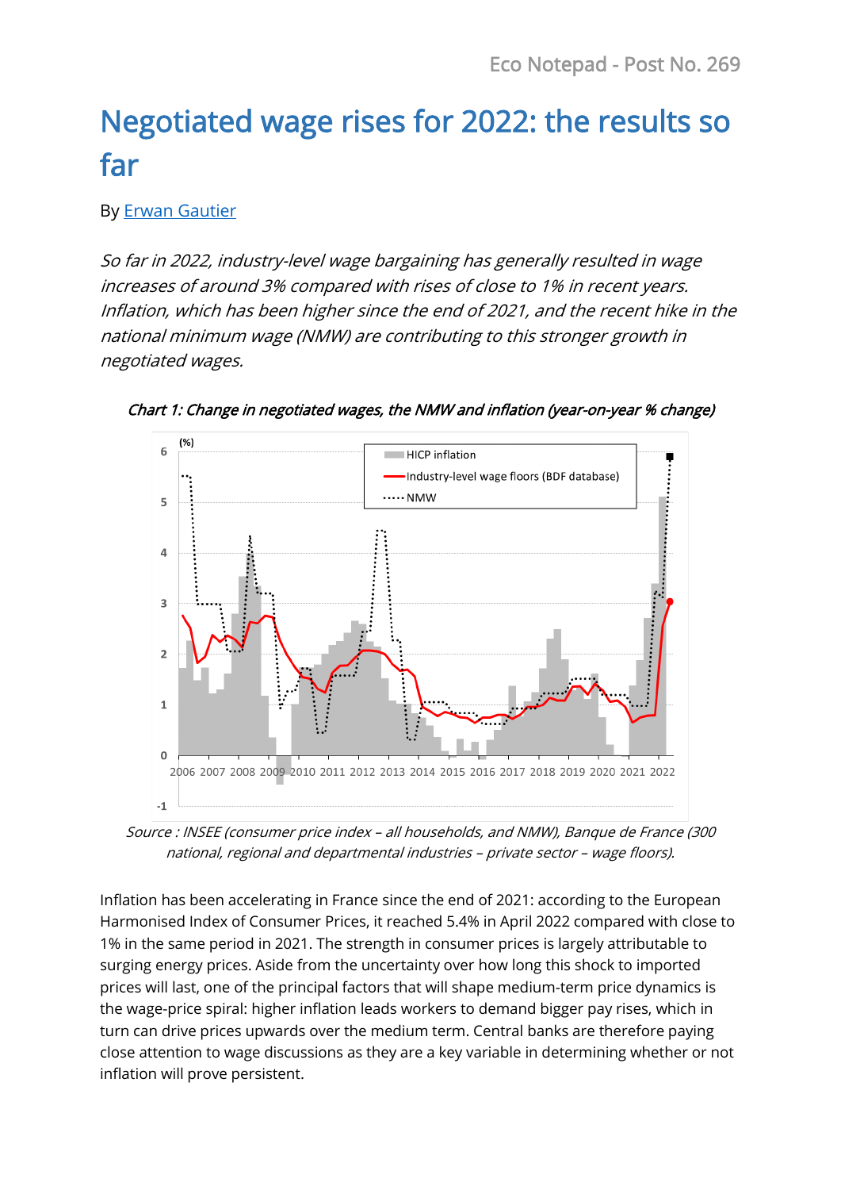# Negotiated wage rises for 2022: the results so far

By Erwan Gautier

*So far in 2022, industry-level wage bargaining has generally resulted in wage increases of around 3% compared with rises of close to 1% in recent years. Inflation, which has been higher since the end of 2021, and the recent hike in the national minimum wage (NMW) are contributing to this stronger growth in negotiated wages.*

*Chart 1: Change in negotiated wages, the NMW and inflation (year-on-year % change)*

*Source : INSEE (consumer price index – all households, and NMW), Banque de France (300 national, regional and departmental industries – private sector – wage floors).*

Inflation has been accelerating in France since the end of 2021: according to the European Harmonised Index of Consumer Prices, it reached 5.4% in April 2022 compared with close to 1% in the same period in 2021. The strength in consumer prices is largely attributable to surging energy prices. Aside from the uncertainty over how long this shock to imported prices will last, one of the principal factors that will shape medium-term price dynamics is the wage-price spiral: higher inflation leads workers to demand bigger pay rises, which in turn can drive prices upwards over the medium term. Central banks are therefore paying close attention to wage discussions as they are a key variable in determining whether or not inflation will prove persistent.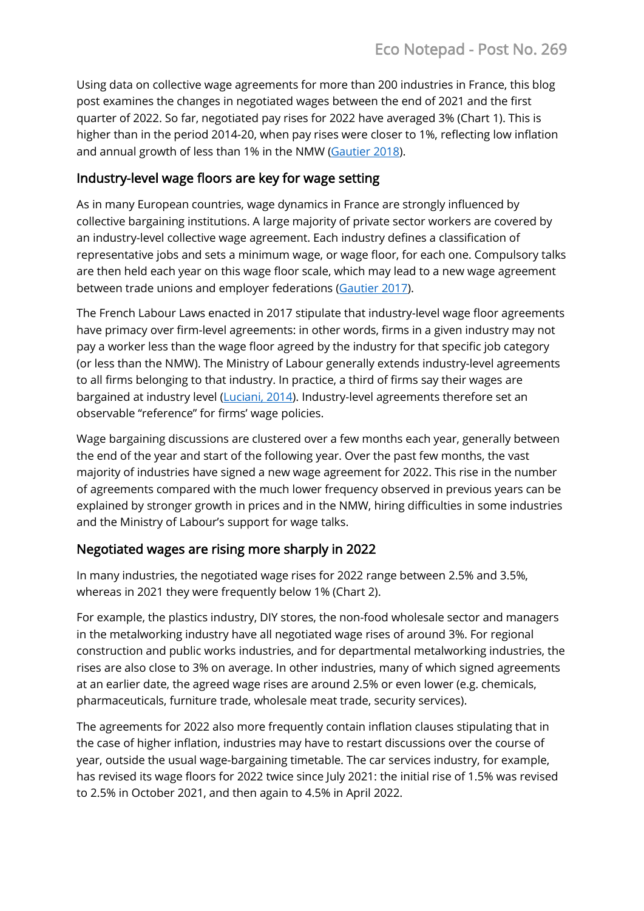Using data on collective wage agreements for more than 200 industries in France, this blog post examines the changes in negotiated wages between the end of 2021 and the first quarter of 2022. So far, negotiated pay rises for 2022 have averaged 3% (Chart 1). This is higher than in the period 2014-20, when pay rises were closer to 1%, reflecting low inflation and annual growth of less than 1% in the NMW (Gautier 2018).

## Industry-level wage floors are key for wage setting

As in many European countries, wage dynamics in France are strongly influenced by collective bargaining institutions. A large majority of private sector workers are covered by an industry-level collective wage agreement. Each industry defines a classification of representative jobs and sets a minimum wage, or wage floor, for each one. Compulsory talks are then held each year on this wage floor scale, which may lead to a new wage agreement between trade unions and employer federations (Gautier 2017).

The French Labour Laws enacted in 2017 stipulate that industry-level wage floor agreements have primacy over firm-level agreements: in other words, firms in a given industry may not pay a worker less than the wage floor agreed by the industry for that specific job category (or less than the NMW). The Ministry of Labour generally extends industry-level agreements to all firms belonging to that industry. In practice, a third of firms say their wages are bargained at industry level (Luciani, 2014). Industry-level agreements therefore set an observable "reference" for firms' wage policies.

Wage bargaining discussions are clustered over a few months each year, generally between the end of the year and start of the following year. Over the past few months, the vast majority of industries have signed a new wage agreement for 2022. This rise in the number of agreements compared with the much lower frequency observed in previous years can be explained by stronger growth in prices and in the NMW, hiring difficulties in some industries and the Ministry of Labour's support for wage talks.

## Negotiated wages are rising more sharply in 2022

In many industries, the negotiated wage rises for 2022 range between 2.5% and 3.5%, whereas in 2021 they were frequently below 1% (Chart 2).

For example, the plastics industry, DIY stores, the non-food wholesale sector and managers in the metalworking industry have all negotiated wage rises of around 3%. For regional construction and public works industries, and for departmental metalworking industries, the rises are also close to 3% on average. In other industries, many of which signed agreements at an earlier date, the agreed wage rises are around 2.5% or even lower (e.g. chemicals, pharmaceuticals, furniture trade, wholesale meat trade, security services).

The agreements for 2022 also more frequently contain inflation clauses stipulating that in the case of higher inflation, industries may have to restart discussions over the course of year, outside the usual wage-bargaining timetable. The car services industry, for example, has revised its wage floors for 2022 twice since July 2021: the initial rise of 1.5% was revised to 2.5% in October 2021, and then again to 4.5% in April 2022.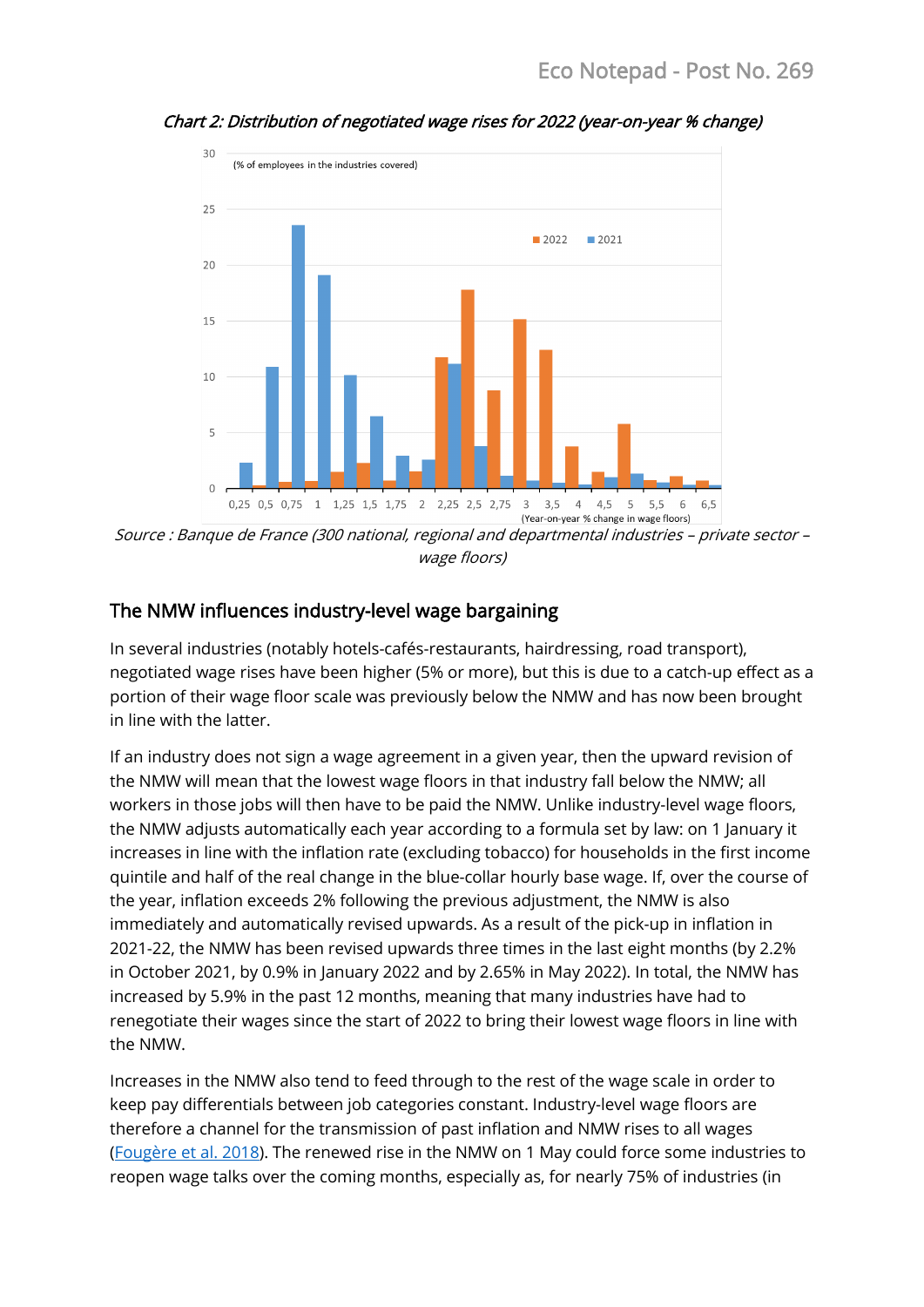*Chart 2: Distribution of negotiated wage rises for 2022 (year-on-year % change)*

Source : Banque de France (300 national, regional and departmental industries – private sector – wage floors)

## The NMW influences industry-level wage bargaining

In several industries (notably hotels-cafés-restaurants, hairdressing, road transport), negotiated wage rises have been higher (5% or more), but this is due to a catch-up effect as a portion of their wage floor scale was previously below the NMW and has now been brought in line with the latter.

If an industry does not sign a wage agreement in a given year, then the upward revision of the NMW will mean that the lowest wage floors in that industry fall below the NMW; all workers in those jobs will then have to be paid the NMW. Unlike industry-level wage floors, the NMW adjusts automatically each year according to a formula set by law: on 1 January it increases in line with the inflation rate (excluding tobacco) for households in the first income quintile and half of the real change in the blue-collar hourly base wage. If, over the course of the year, inflation exceeds 2% following the previous adjustment, the NMW is also immediately and automatically revised upwards. As a result of the pick-up in inflation in 2021-22, the NMW has been revised upwards three times in the last eight months (by 2.2% in October 2021, by 0.9% in January 2022 and by 2.65% in May 2022). In total, the NMW has increased by 5.9% in the past 12 months, meaning that many industries have had to renegotiate their wages since the start of 2022 to bring their lowest wage floors in line with the NMW.

Increases in the NMW also tend to feed through to the rest of the wage scale in order to keep pay differentials between job categories constant. Industry-level wage floors are therefore a channel for the transmission of past inflation and NMW rises to all wages (Fougère et al. 2018). The renewed rise in the NMW on 1 May could force some industries to reopen wage talks over the coming months, especially as, for nearly 75% of industries (in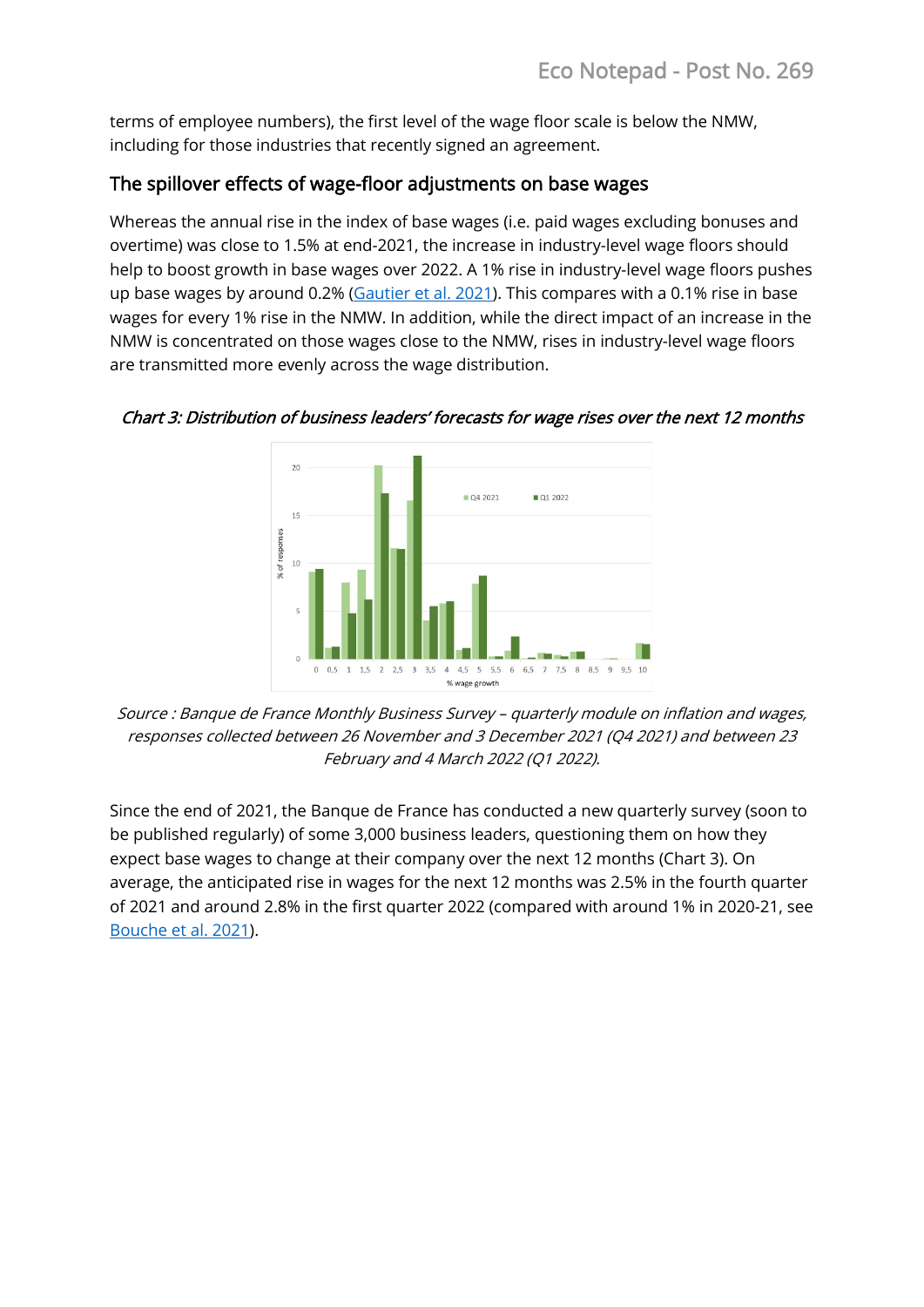terms of employee numbers), the first level of the wage floor scale is below the NMW, including for those industries that recently signed an agreement.

## The spillover effects of wage-floor adjustments on base wages

Whereas the annual rise in the index of base wages (i.e. paid wages excluding bonuses and overtime) was close to 1.5% at end-2021, the increase in industry-level wage floors should help to boost growth in base wages over 2022. A 1% rise in industry-level wage floors pushes up base wages by around 0.2% (Gautier et al. 2021). This compares with a 0.1% rise in base wages for every 1% rise in the NMW. In addition, while the direct impact of an increase in the NMW is concentrated on those wages close to the NMW, rises in industry-level wage floors are transmitted more evenly across the wage distribution.

*Chart 3: Distribution of business leaders' forecasts for wage rises over the next 12 months*

% of responses

20
15
10
5
0

Q4 2021
Q1 2022

0 0,5 1 1,5 2 2,5 3 3,5 4 4,5 5 5,5 6 6,5 7 7,5 8 8,5 9 9,5 10

% wage growth

*Source : Banque de France Monthly Business Survey – quarterly module on inflation and wages, responses collected between 26 November and 3 December 2021 (Q4 2021) and between 23 February and 4 March 2022 (Q1 2022).*

Since the end of 2021, the Banque de France has conducted a new quarterly survey (soon to be published regularly) of some 3,000 business leaders, questioning them on how they expect base wages to change at their company over the next 12 months (Chart 3). On average, the anticipated rise in wages for the next 12 months was 2.5% in the fourth quarter of 2021 and around 2.8% in the first quarter 2022 (compared with around 1% in 2020-21, see Bouche et al. 2021).